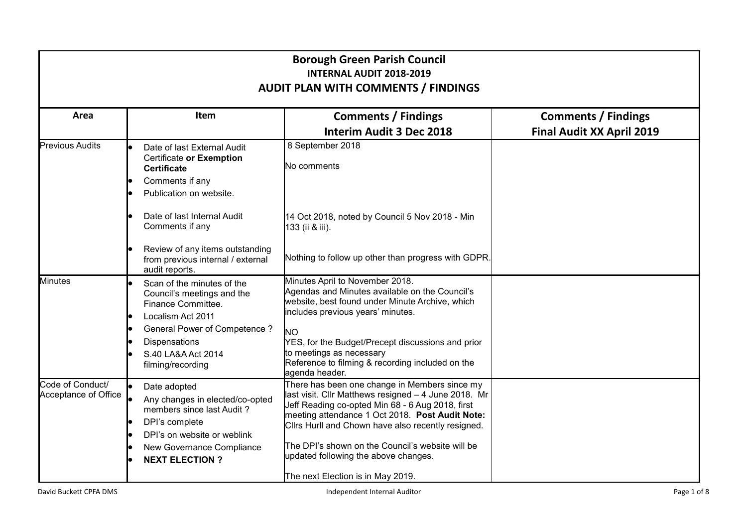# Borough Green Parish Council

## INTERNAL AUDIT 2018-2019

## AUDIT PLAN WITH COMMENTS / FINDINGS

| Area | Item | Comments / Findings<br>Interim Audit 3 Dec 2018 | Comments / Findings<br>Final Audit XX April 2019 |
|---|---|---|---|
| Previous Audits | • Date of last External Audit Certificate **or Exemption Certificate**<br>• Comments if any<br>• Publication on website.<br><br>• Date of last Internal Audit Comments if any<br><br>• Review of any items outstanding from previous internal / external audit reports. | 8 September 2018<br><br>No comments<br><br>14 Oct 2018, noted by Council 5 Nov 2018 - Min 133 (ii & iii).<br><br>Nothing to follow up other than progress with GDPR. | |
| Minutes | • Scan of the minutes of the Council's meetings and the Finance Committee.<br>• Localism Act 2011<br>• General Power of Competence ?<br>• Dispensations<br>• S.40 LA&A Act 2014 filming/recording | Minutes April to November 2018.<br>Agendas and Minutes available on the Council's website, best found under Minute Archive, which includes previous years' minutes.<br><br>NO<br>YES, for the Budget/Precept discussions and prior to meetings as necessary<br>Reference to filming & recording included on the agenda header. | |
| Code of Conduct/ Acceptance of Office | • Date adopted<br>• Any changes in elected/co-opted members since last Audit ?<br>• DPI's complete<br>• DPI's on website or weblink<br>• New Governance Compliance<br>• **NEXT ELECTION ?** | There has been one change in Members since my last visit. Cllr Matthews resigned – 4 June 2018. Mr Jeff Reading co-opted Min 68 - 6 Aug 2018, first meeting attendance 1 Oct 2018. **Post Audit Note:** Cllrs Hurll and Chown have also recently resigned.<br><br>The DPI's shown on the Council's website will be updated following the above changes.<br><br>The next Election is in May 2019. | |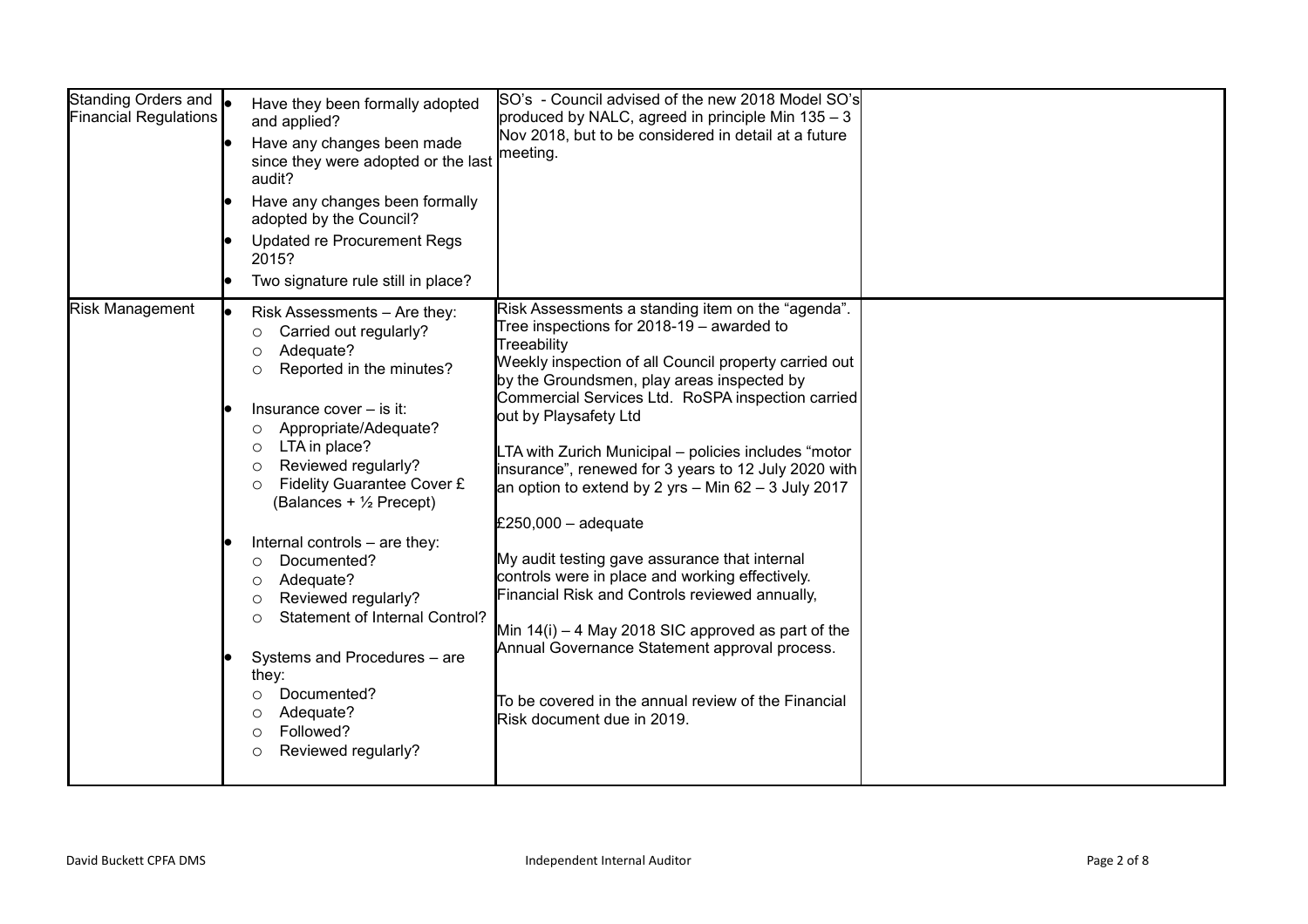| | | | |
|---|---|---|---|
| Standing Orders and Financial Regulations | • Have they been formally adopted and applied?<br>• Have any changes been made since they were adopted or the last audit?<br>• Have any changes been formally adopted by the Council?<br>• Updated re Procurement Regs 2015?<br>• Two signature rule still in place? | SO's - Council advised of the new 2018 Model SO's produced by NALC, agreed in principle Min 135 – 3 Nov 2018, but to be considered in detail at a future meeting. | |
| Risk Management | • Risk Assessments – Are they:<br>○ Carried out regularly?<br>○ Adequate?<br>○ Reported in the minutes?<br><br>• Insurance cover – is it:<br>○ Appropriate/Adequate?<br>○ LTA in place?<br>○ Reviewed regularly?<br>○ Fidelity Guarantee Cover £ (Balances + ½ Precept)<br><br>• Internal controls – are they:<br>○ Documented?<br>○ Adequate?<br>○ Reviewed regularly?<br>○ Statement of Internal Control?<br><br>• Systems and Procedures – are they:<br>○ Documented?<br>○ Adequate?<br>○ Followed?<br>○ Reviewed regularly? | Risk Assessments a standing item on the "agenda". Tree inspections for 2018-19 – awarded to Treeability<br>Weekly inspection of all Council property carried out by the Groundsmen, play areas inspected by Commercial Services Ltd. RoSPA inspection carried out by Playsafety Ltd<br><br>LTA with Zurich Municipal – policies includes "motor insurance", renewed for 3 years to 12 July 2020 with an option to extend by 2 yrs – Min 62 – 3 July 2017<br><br>£250,000 – adequate<br><br>My audit testing gave assurance that internal controls were in place and working effectively. Financial Risk and Controls reviewed annually,<br><br>Min 14(i) – 4 May 2018 SIC approved as part of the Annual Governance Statement approval process.<br><br>To be covered in the annual review of the Financial Risk document due in 2019. | |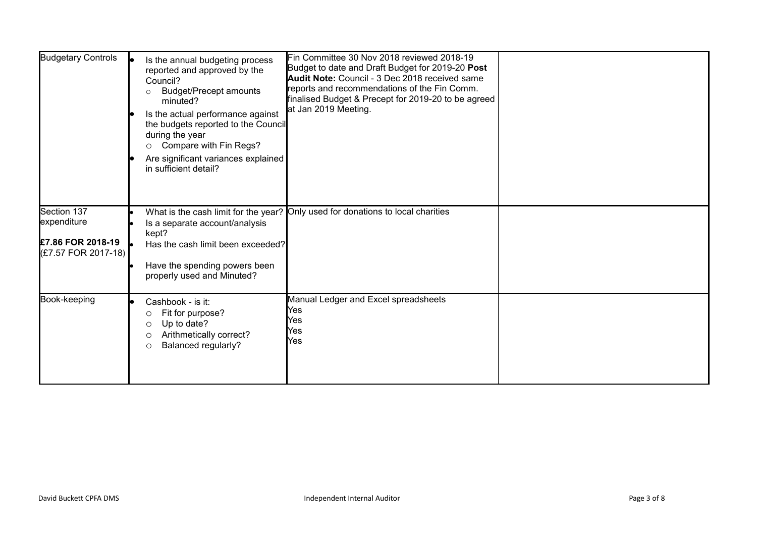| Budgetary Controls | • Is the annual budgeting process reported and approved by the Council?<br>  ○ Budget/Precept amounts minuted?<br>• Is the actual performance against the budgets reported to the Council during the year<br>  ○ Compare with Fin Regs?<br>• Are significant variances explained in sufficient detail? | Fin Committee 30 Nov 2018 reviewed 2018-19 Budget to date and Draft Budget for 2019-20 **Post Audit Note:** Council - 3 Dec 2018 received same reports and recommendations of the Fin Comm. finalised Budget & Precept for 2019-20 to be agreed at Jan 2019 Meeting. | |
|---|---|---|---|
| Section 137 expenditure<br><br>**£7.86 FOR 2018-19**<br>(£7.57 FOR 2017-18) | • What is the cash limit for the year?<br>• Is a separate account/analysis kept?<br>• Has the cash limit been exceeded?<br>• Have the spending powers been properly used and Minuted? | Only used for donations to local charities | |
| Book-keeping | • Cashbook - is it:<br>  ○ Fit for purpose?<br>  ○ Up to date?<br>  ○ Arithmetically correct?<br>  ○ Balanced regularly? | Manual Ledger and Excel spreadsheets<br>Yes<br>Yes<br>Yes<br>Yes | |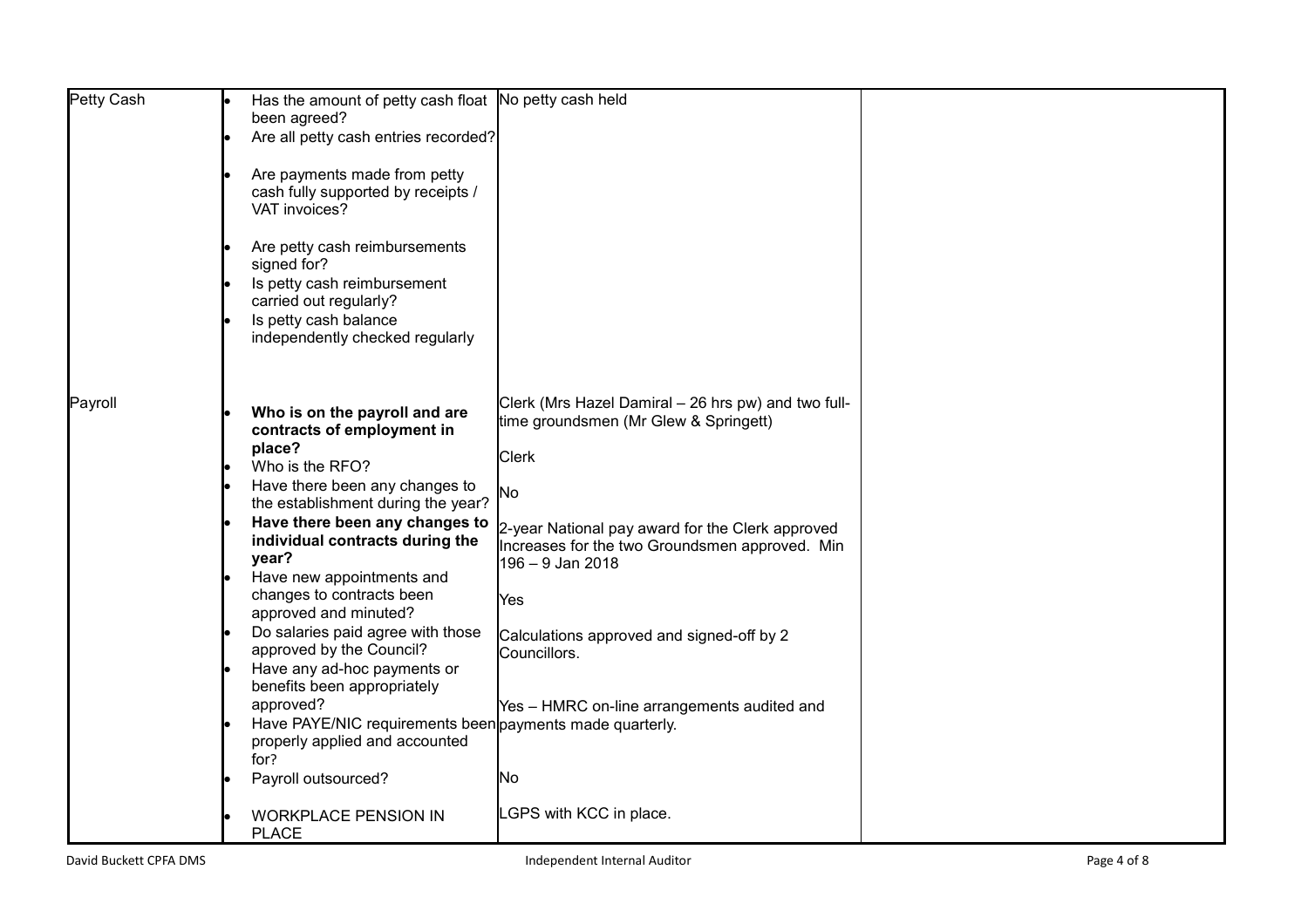| | | | |
|---|---|---|---|
| Petty Cash | • Has the amount of petty cash float been agreed?<br>• Are all petty cash entries recorded?<br>• Are payments made from petty cash fully supported by receipts / VAT invoices?<br>• Are petty cash reimbursements signed for?<br>• Is petty cash reimbursement carried out regularly?<br>• Is petty cash balance independently checked regularly | No petty cash held | |
| Payroll | • **Who is on the payroll and are contracts of employment in place?** | Clerk (Mrs Hazel Damiral – 26 hrs pw) and two full-time groundsmen (Mr Glew & Springett) | |
| | • Who is the RFO? | Clerk | |
| | • Have there been any changes to the establishment during the year? | No | |
| | • **Have there been any changes to individual contracts during the year?** | 2-year National pay award for the Clerk approved Increases for the two Groundsmen approved. Min 196 – 9 Jan 2018 | |
| | • Have new appointments and changes to contracts been approved and minuted? | Yes | |
| | • Do salaries paid agree with those approved by the Council? | Calculations approved and signed-off by 2 Councillors. | |
| | • Have any ad-hoc payments or benefits been appropriately approved? | | |
| | • Have PAYE/NIC requirements been properly applied and accounted for? | Yes – HMRC on-line arrangements audited and payments made quarterly. | |
| | • Payroll outsourced? | No | |
| | • WORKPLACE PENSION IN PLACE | LGPS with KCC in place. | |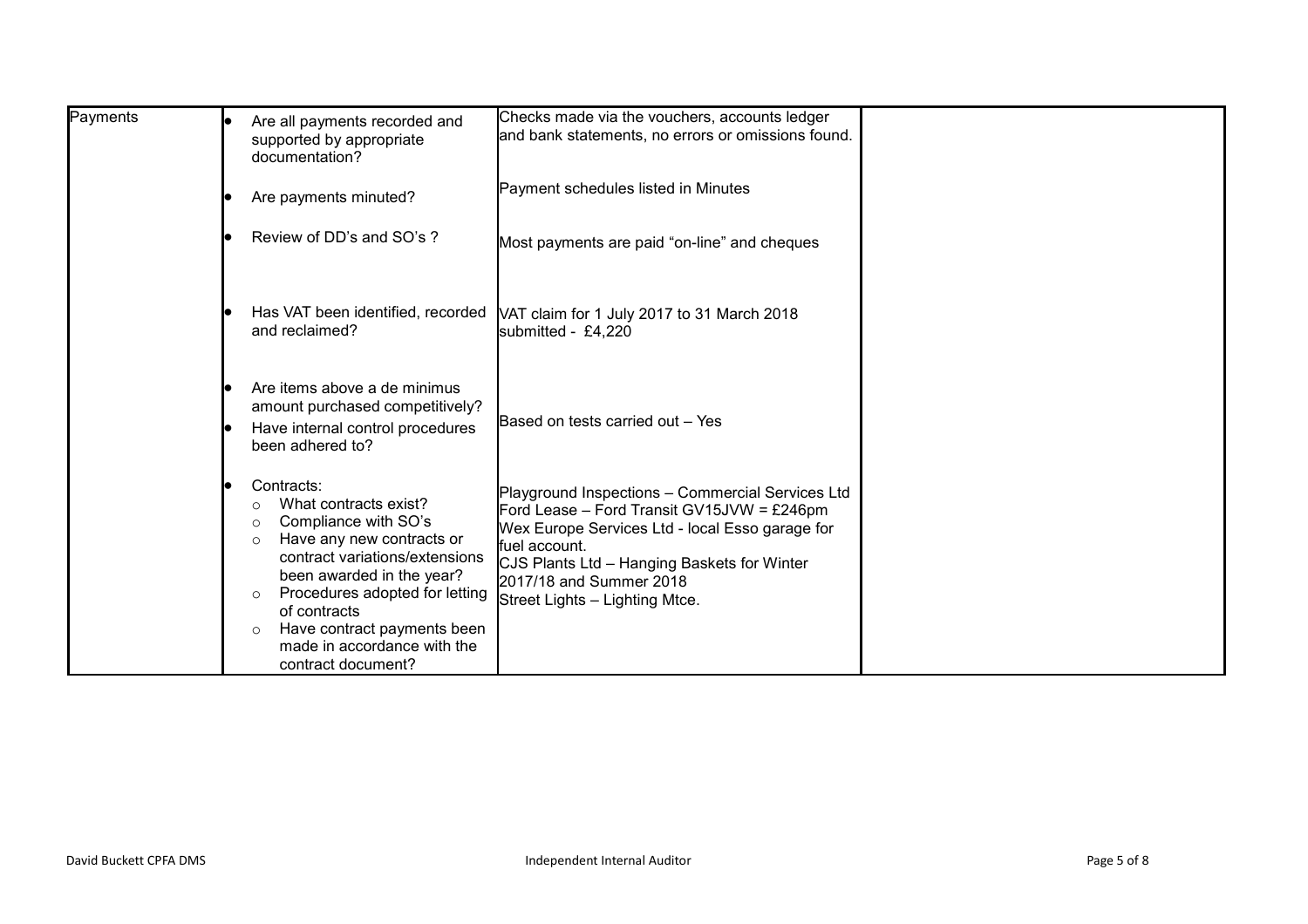| Payments | Are all payments recorded and supported by appropriate documentation? | Checks made via the vouchers, accounts ledger and bank statements, no errors or omissions found. | |
|---|---|---|---|
| | Are payments minuted? | Payment schedules listed in Minutes | |
| | Review of DD's and SO's ? | Most payments are paid "on-line" and cheques | |
| | Has VAT been identified, recorded and reclaimed? | VAT claim for 1 July 2017 to 31 March 2018 submitted - £4,220 | |
| | • Are items above a de minimus amount purchased competitively?<br>• Have internal control procedures been adhered to? | Based on tests carried out – Yes | |
| | Contracts:<br>○ What contracts exist?<br>○ Compliance with SO's<br>○ Have any new contracts or contract variations/extensions been awarded in the year?<br>○ Procedures adopted for letting of contracts<br>○ Have contract payments been made in accordance with the contract document? | Playground Inspections – Commercial Services Ltd<br>Ford Lease – Ford Transit GV15JVW = £246pm<br>Wex Europe Services Ltd - local Esso garage for fuel account.<br>CJS Plants Ltd – Hanging Baskets for Winter 2017/18 and Summer 2018<br>Street Lights – Lighting Mtce. | |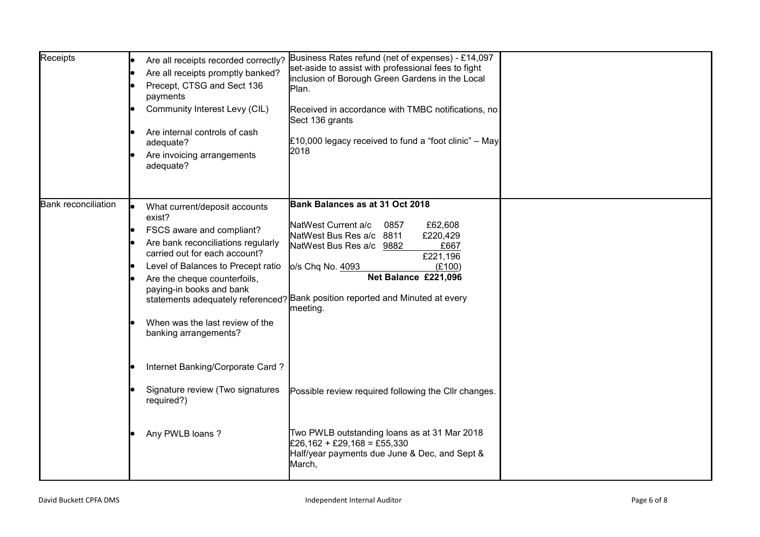| | | | |
|---|---|---|---|
| Receipts | • Are all receipts recorded correctly?<br>• Are all receipts promptly banked?<br>• Precept, CTSG and Sect 136 payments<br>• Community Interest Levy (CIL)<br>• Are internal controls of cash adequate?<br>• Are invoicing arrangements adequate? | Business Rates refund (net of expenses) - £14,097 set-aside to assist with professional fees to fight inclusion of Borough Green Gardens in the Local Plan.<br><br>Received in accordance with TMBC notifications, no Sect 136 grants<br><br>£10,000 legacy received to fund a "foot clinic" – May 2018 | |
| Bank reconciliation | • What current/deposit accounts exist?<br>• FSCS aware and compliant?<br>• Are bank reconciliations regularly carried out for each account?<br>• Level of Balances to Precept ratio<br>• Are the cheque counterfoils, paying-in books and bank statements adequately referenced?<br>• When was the last review of the banking arrangements?<br>• Internet Banking/Corporate Card ?<br>• Signature review (Two signatures required?)<br>• Any PWLB loans ? | **Bank Balances as at 31 Oct 2018**<br><br>NatWest Current a/c 0857 £62,608<br>NatWest Bus Res a/c 8811 £220,429<br>NatWest Bus Res a/c 9882 £667<br>£221,196<br>o/s Chq No. 4093 (£100)<br>**Net Balance £221,096**<br><br>Bank position reported and Minuted at every meeting.<br><br>Possible review required following the Cllr changes.<br><br>Two PWLB outstanding loans as at 31 Mar 2018<br>£26,162 + £29,168 = £55,330<br>Half/year payments due June & Dec, and Sept & March, | |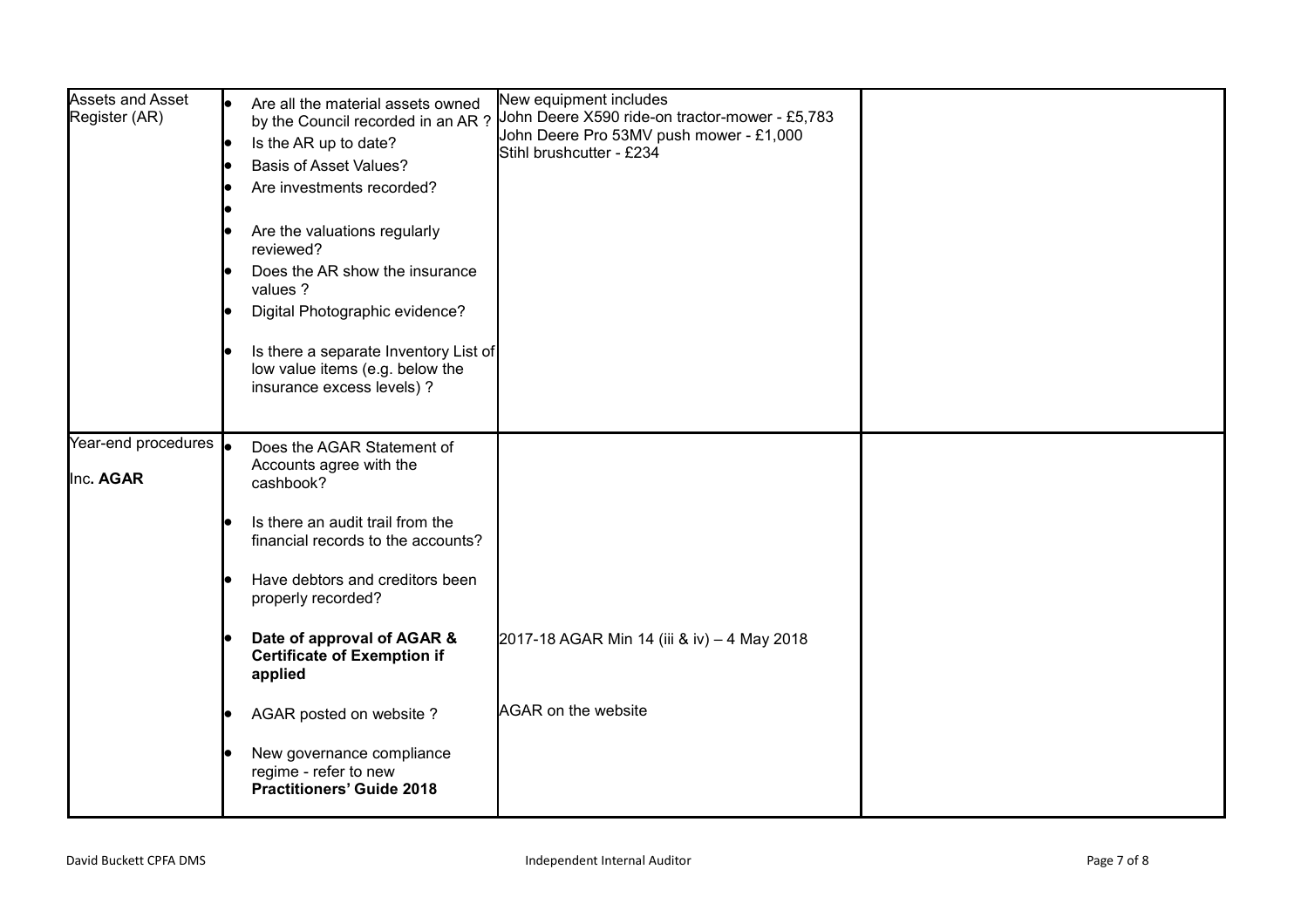| Assets and Asset Register (AR) | • Are all the material assets owned by the Council recorded in an AR ?<br>• Is the AR up to date?<br>• Basis of Asset Values?<br>• Are investments recorded?<br>•<br>• Are the valuations regularly reviewed?<br>• Does the AR show the insurance values ?<br>• Digital Photographic evidence?<br>• Is there a separate Inventory List of low value items (e.g. below the insurance excess levels) ? | New equipment includes<br>John Deere X590 ride-on tractor-mower - £5,783<br>John Deere Pro 53MV push mower - £1,000<br>Stihl brushcutter - £234 | |
|---|---|---|---|
| Year-end procedures<br><br>Inc. **AGAR** | • Does the AGAR Statement of Accounts agree with the cashbook?<br>• Is there an audit trail from the financial records to the accounts?<br>• Have debtors and creditors been properly recorded?<br>• **Date of approval of AGAR & Certificate of Exemption if applied**<br>• AGAR posted on website ?<br>• New governance compliance regime - refer to new **Practitioners' Guide 2018** | 2017-18 AGAR Min 14 (iii & iv) – 4 May 2018<br><br>AGAR on the website | |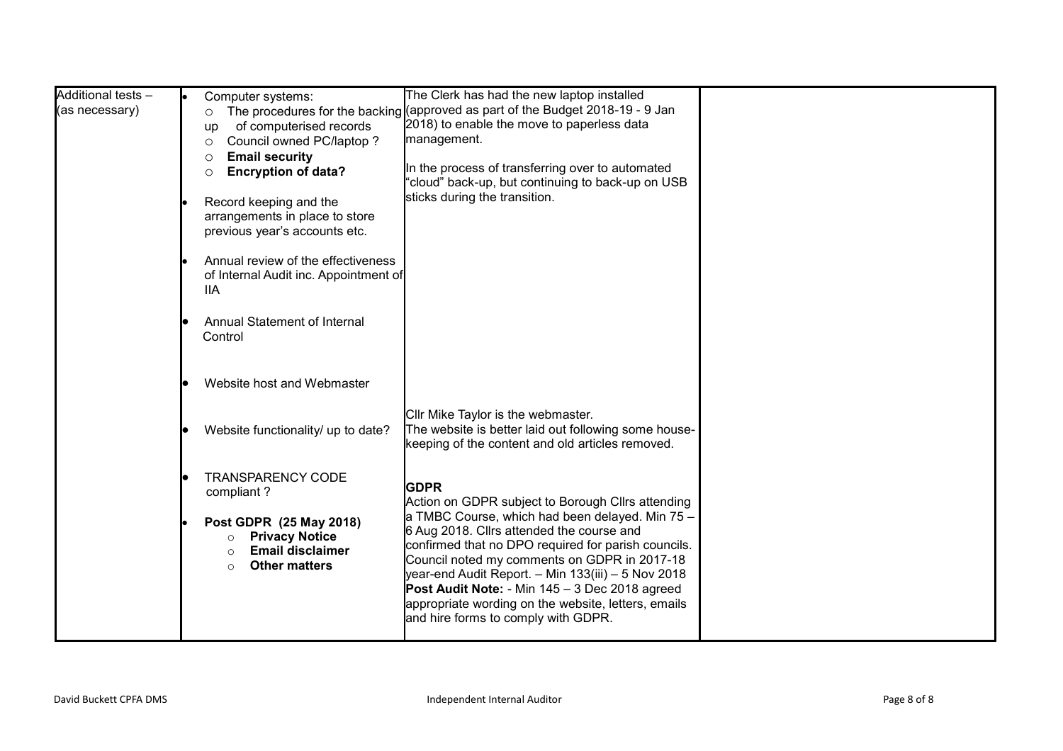| | | | |
|---|---|---|---|
| Additional tests – (as necessary) | • Computer systems:<br>○ The procedures for the backing up of computerised records<br>○ Council owned PC/laptop ?<br>○ **Email security**<br>○ **Encryption of data?**<br><br>• Record keeping and the arrangements in place to store previous year's accounts etc.<br><br>• Annual review of the effectiveness of Internal Audit inc. Appointment of IIA<br><br>• Annual Statement of Internal Control<br><br>• Website host and Webmaster<br><br>• Website functionality/ up to date?<br><br>• TRANSPARENCY CODE compliant ?<br><br>• **Post GDPR (25 May 2018)**<br>○ **Privacy Notice**<br>○ **Email disclaimer**<br>○ **Other matters** | The Clerk has had the new laptop installed (approved as part of the Budget 2018-19 - 9 Jan 2018) to enable the move to paperless data management.<br><br>In the process of transferring over to automated "cloud" back-up, but continuing to back-up on USB sticks during the transition.<br><br>Cllr Mike Taylor is the webmaster.<br>The website is better laid out following some house-keeping of the content and old articles removed.<br><br>**GDPR**<br>Action on GDPR subject to Borough Cllrs attending a TMBC Course, which had been delayed. Min 75 – 6 Aug 2018. Cllrs attended the course and confirmed that no DPO required for parish councils. Council noted my comments on GDPR in 2017-18 year-end Audit Report. – Min 133(iii) – 5 Nov 2018<br>**Post Audit Note:** - Min 145 – 3 Dec 2018 agreed appropriate wording on the website, letters, emails and hire forms to comply with GDPR. | |

David Buckett CPFA DMS — Independent Internal Auditor